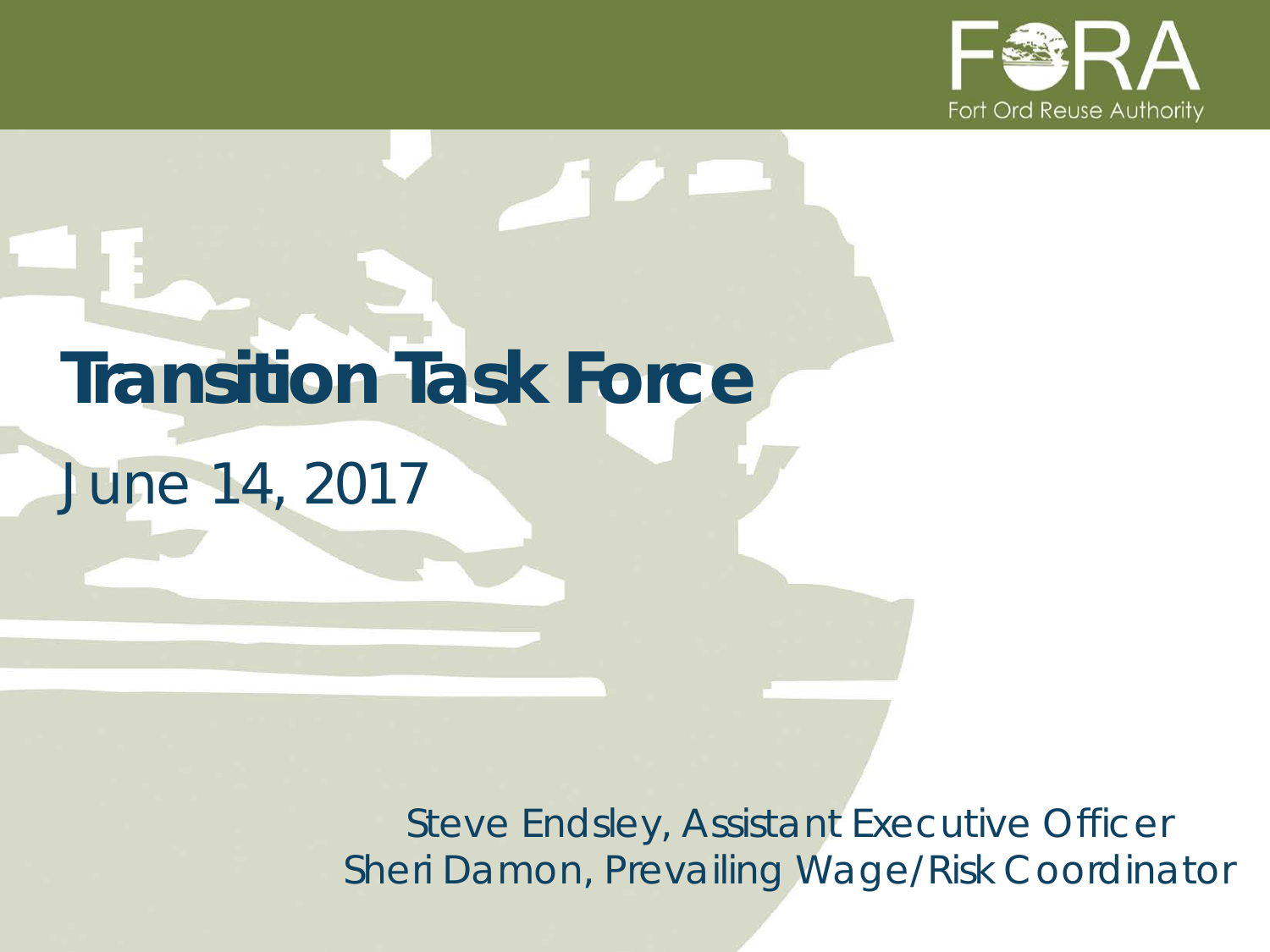FORA

Fort Ord Reuse Authority

# Transition Task Force

June 14, 2017

Steve Endsley, Assistant Executive Officer

Sheri Damon, Prevailing Wage/Risk Coordinator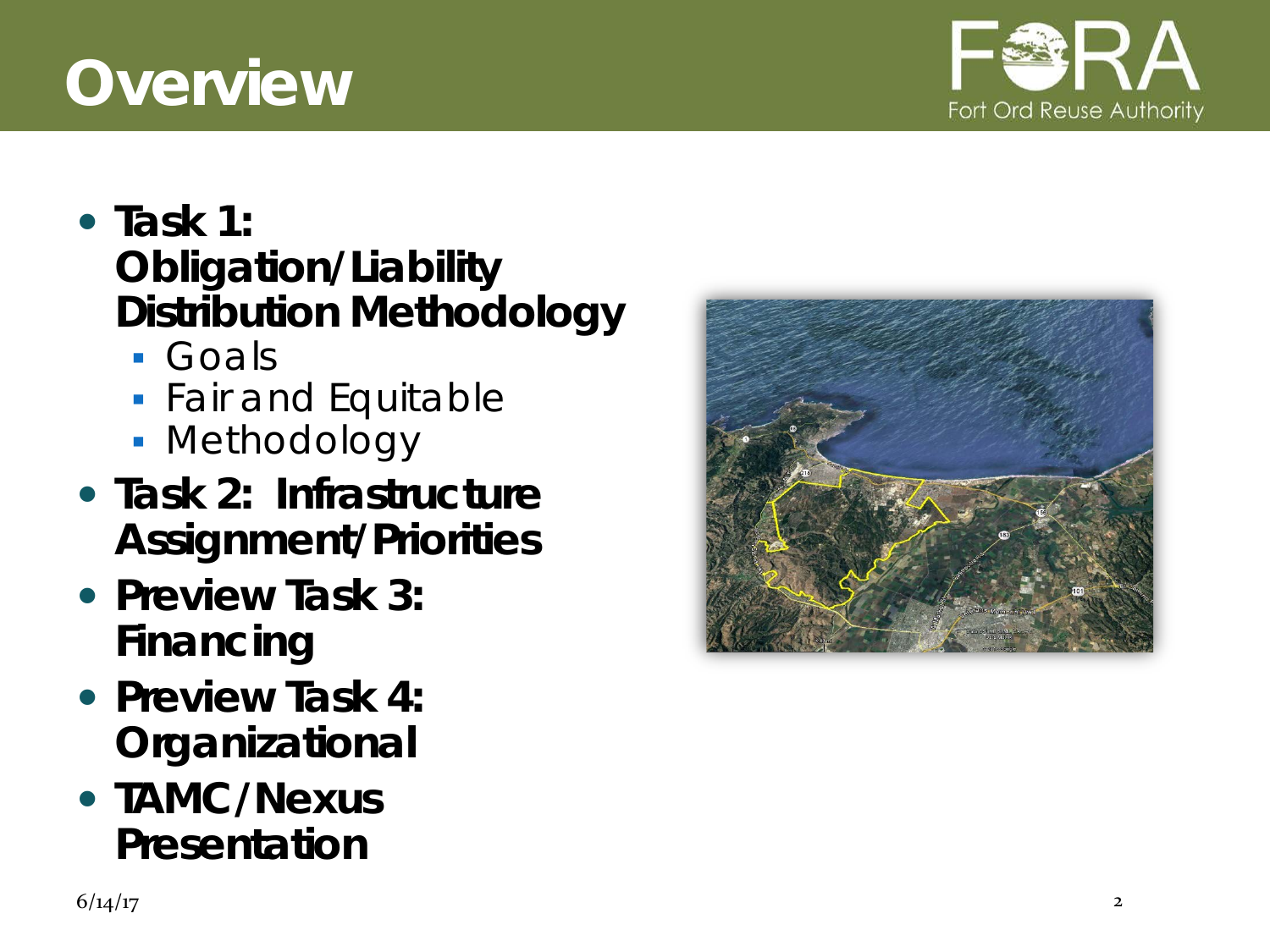# Overview

- **Task 1: Obligation/Liability Distribution Methodology**
  - Goals
  - Fair and Equitable
  - Methodology
- **Task 2: Infrastructure Assignment/Priorities**
- **Preview Task 3: Financing**
- **Preview Task 4: Organizational**
- **TAMC/Nexus Presentation**

6/14/17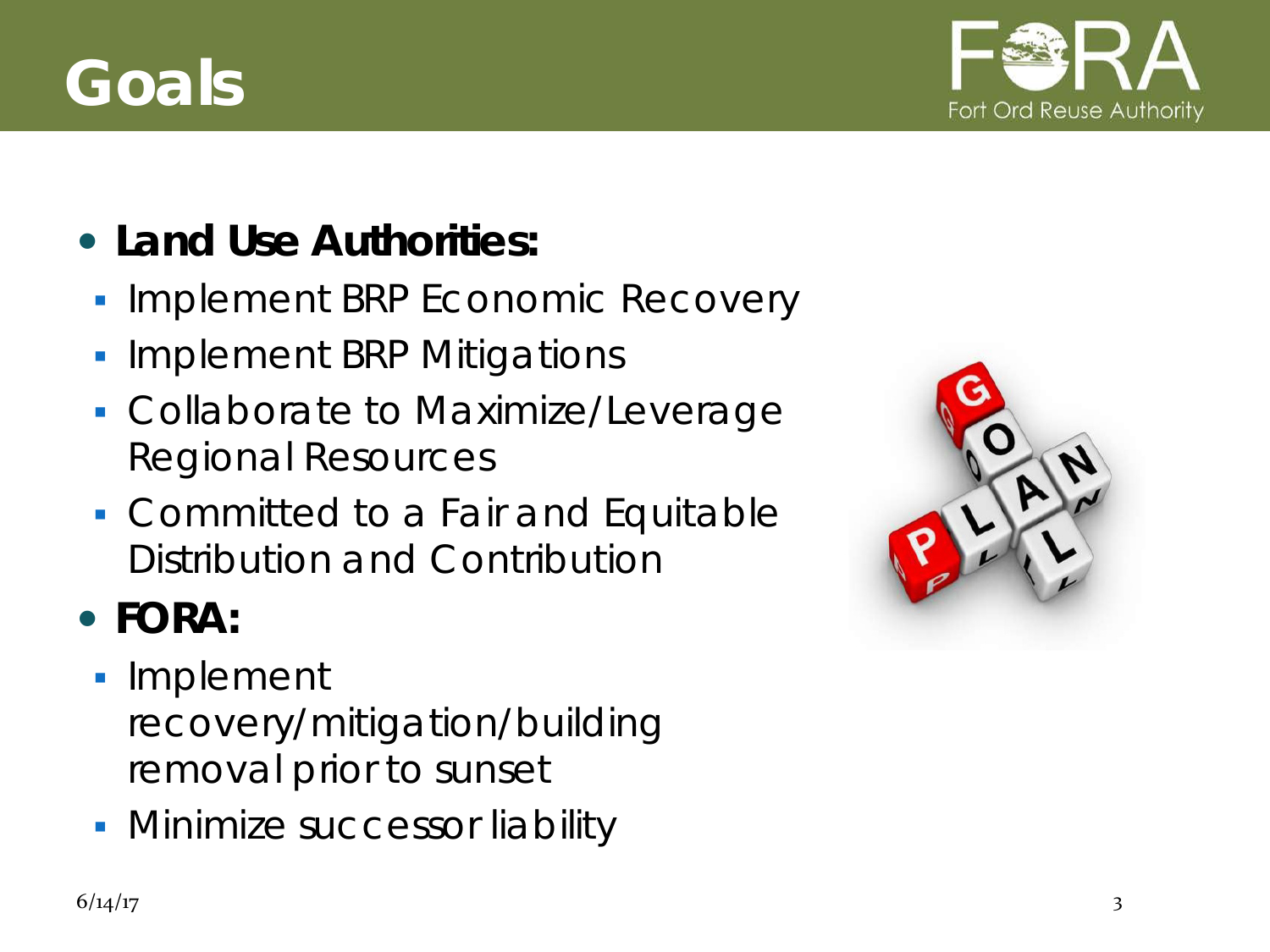# Goals

- **Land Use Authorities:**
  - Implement BRP Economic Recovery
  - Implement BRP Mitigations
  - Collaborate to Maximize/Leverage Regional Resources
  - Committed to a Fair and Equitable Distribution and Contribution
- **FORA:**
  - Implement recovery/mitigation/building removal prior to sunset
  - Minimize successor liability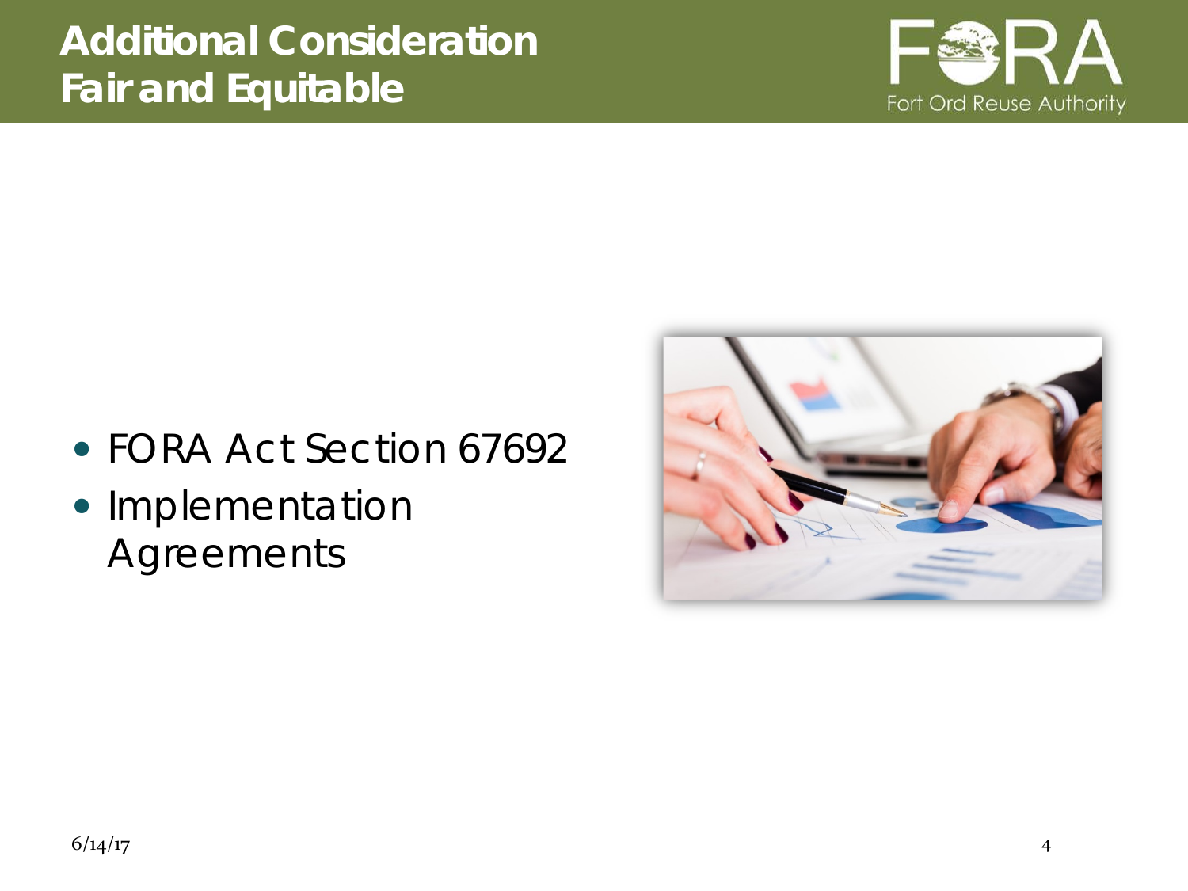# Additional Consideration Fair and Equitable

- FORA Act Section 67692
- Implementation Agreements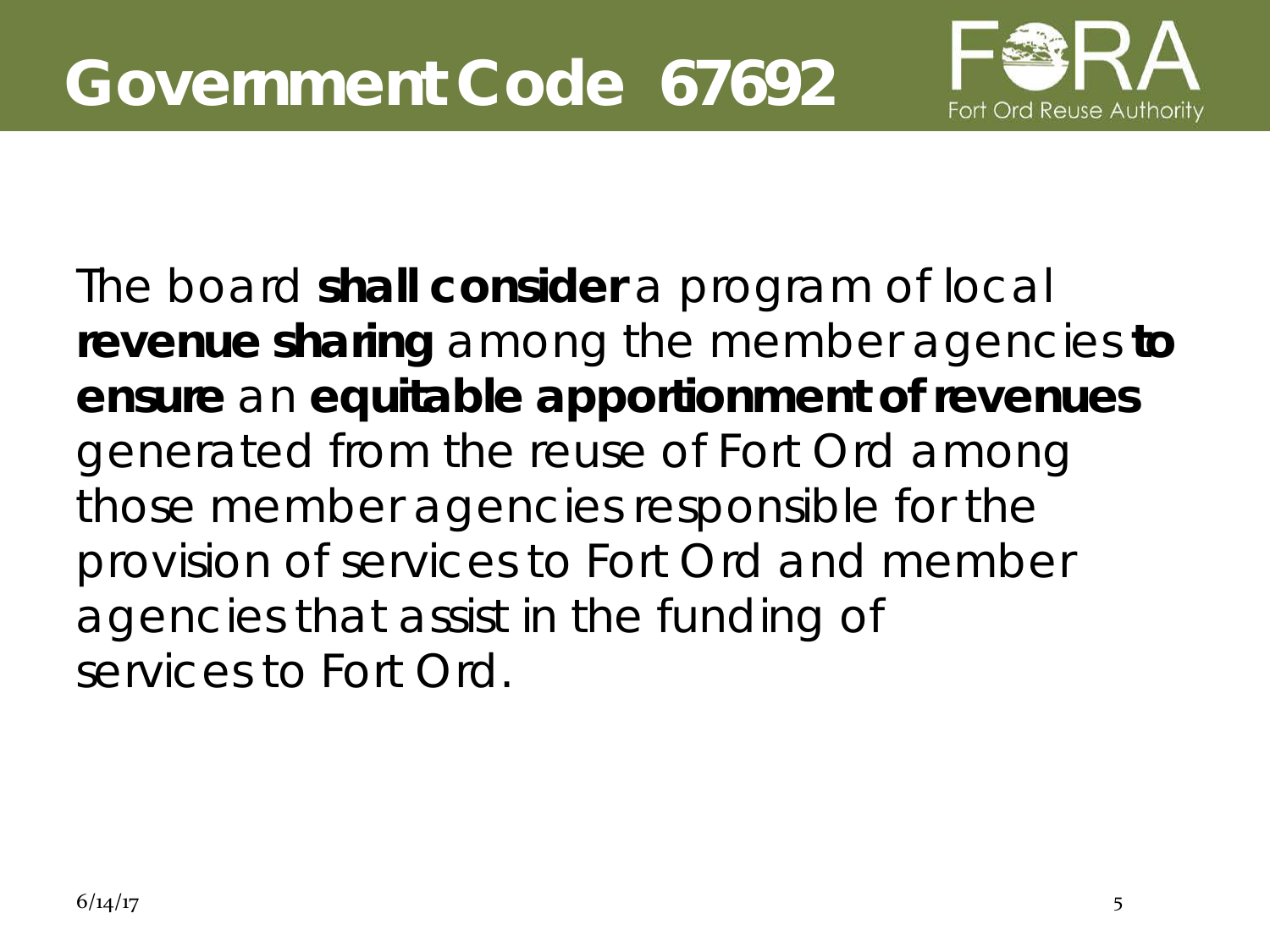# Government Code 67692

The board **shall consider** a program of local **revenue sharing** among the member agencies **to ensure** an **equitable apportionment of revenues** generated from the reuse of Fort Ord among those member agencies responsible for the provision of services to Fort Ord and member agencies that assist in the funding of services to Fort Ord.

6/14/17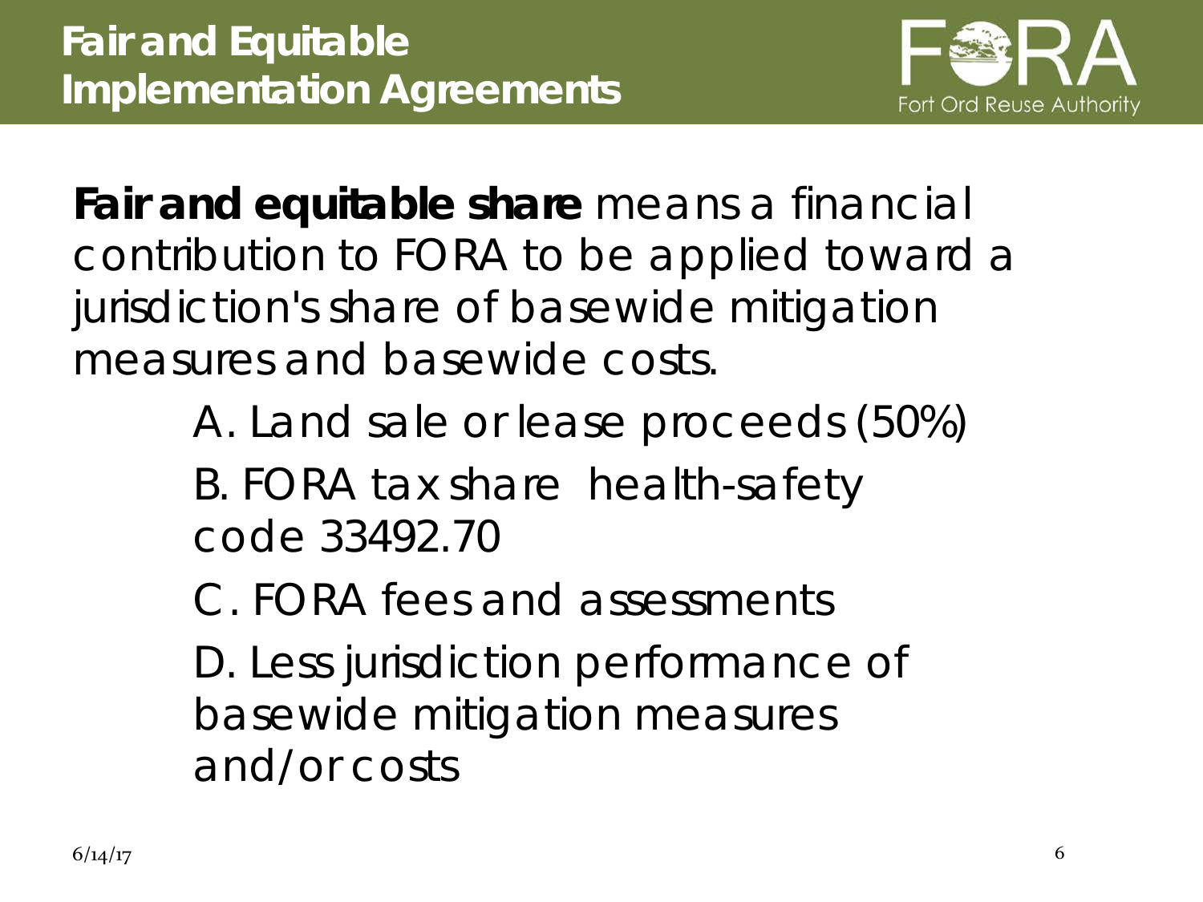# Fair and Equitable Implementation Agreements

**Fair and equitable share** means a financial contribution to FORA to be applied toward a jurisdiction's share of basewide mitigation measures and basewide costs.

A. Land sale or lease proceeds (50%)

B. FORA tax share health-safety code 33492.70

C. FORA fees and assessments

D. Less jurisdiction performance of basewide mitigation measures and/or costs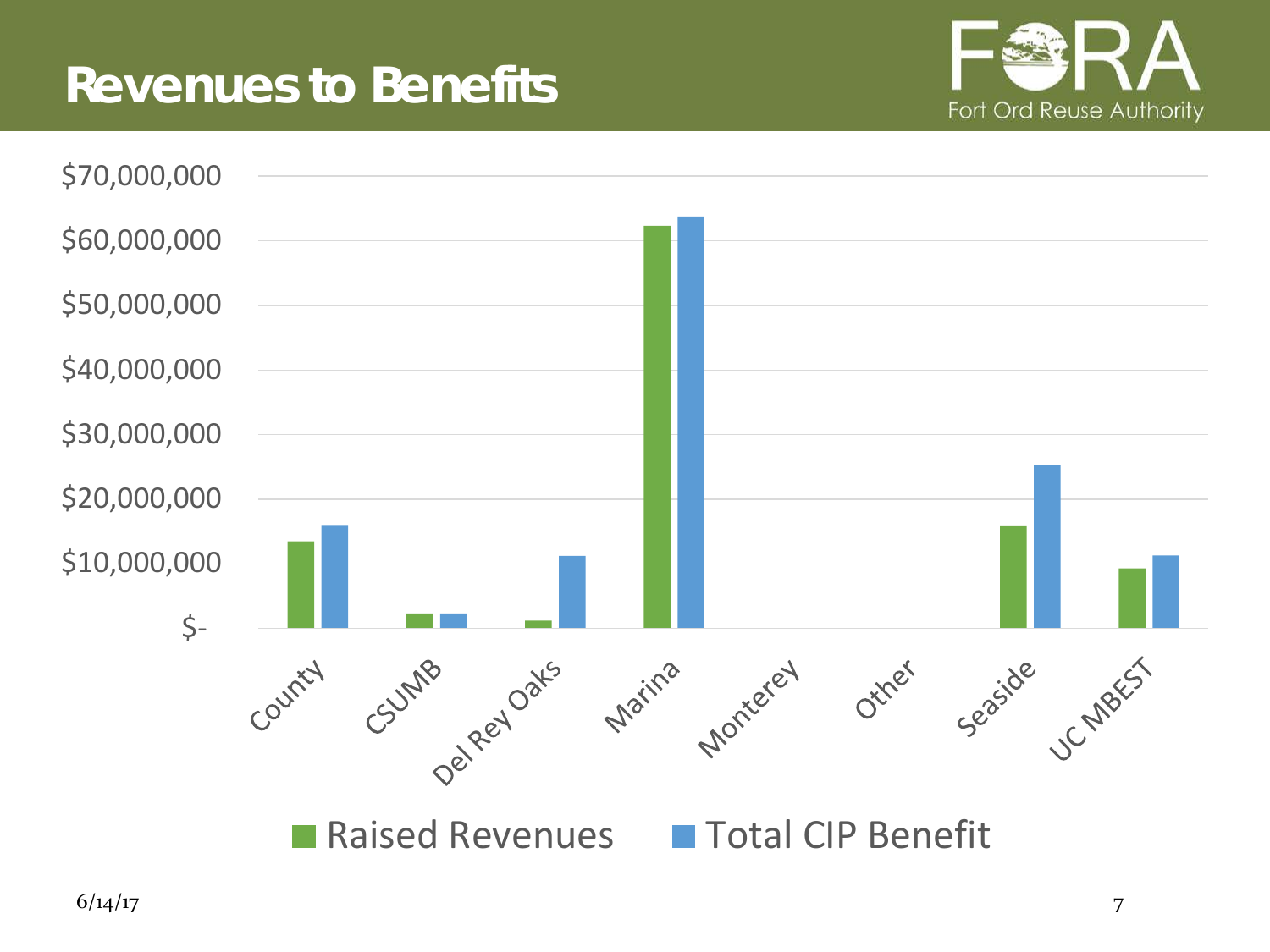# Revenues to Benefits

Fort Ord Reuse Authority

$70,000,000
$60,000,000
$50,000,000
$40,000,000
$30,000,000
$20,000,000
$10,000,000
$-

County, CSUMB, Del Rey Oaks, Marina, Monterey, Other, Seaside, UC MBEST

Raised Revenues | Total CIP Benefit

6/14/17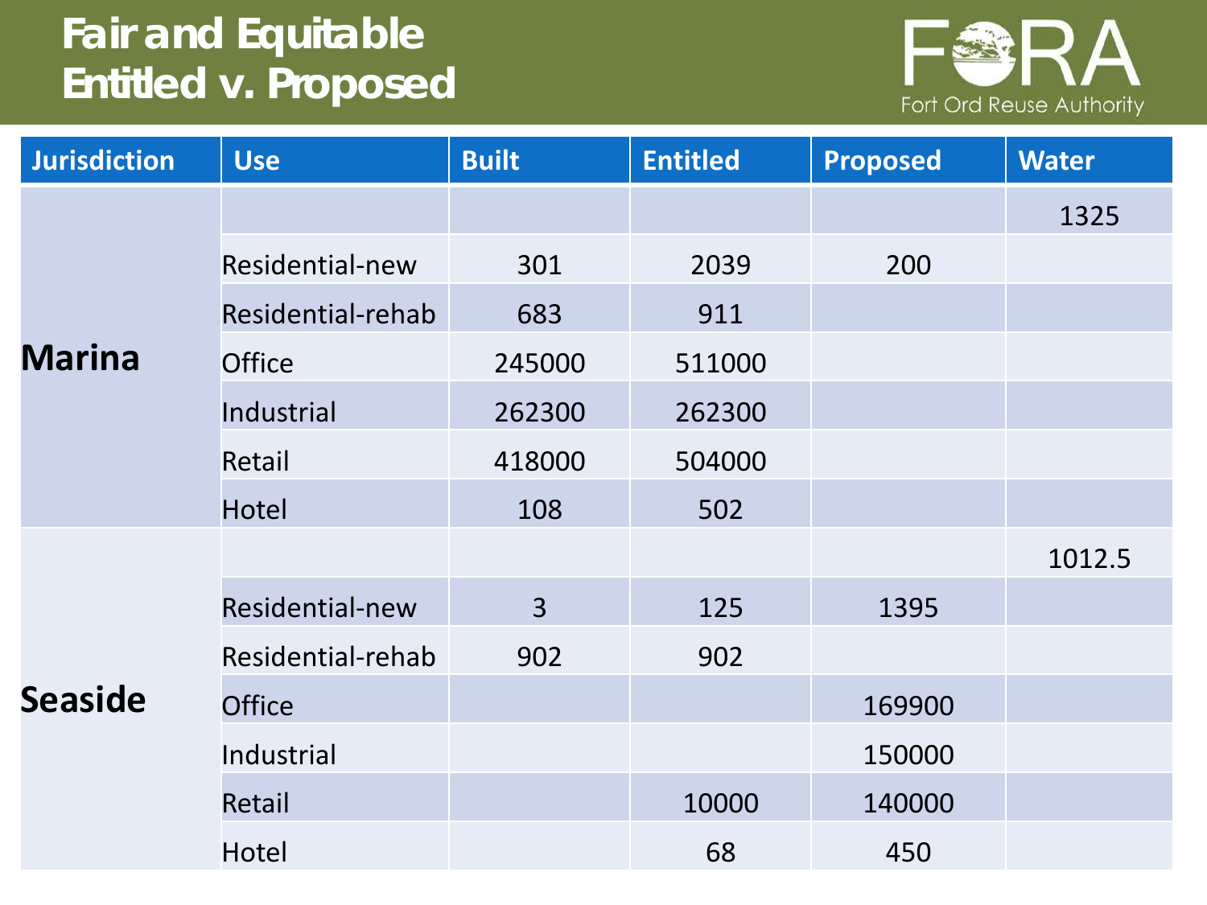# Fair and Equitable Entitled v. Proposed

| Jurisdiction | Use | Built | Entitled | Proposed | Water |
|---|---|---|---|---|---|
| **Marina** | | | | | 1325 |
| | Residential-new | 301 | 2039 | 200 | |
| | Residential-rehab | 683 | 911 | | |
| | Office | 245000 | 511000 | | |
| | Industrial | 262300 | 262300 | | |
| | Retail | 418000 | 504000 | | |
| | Hotel | 108 | 502 | | |
| **Seaside** | | | | | 1012.5 |
| | Residential-new | 3 | 125 | 1395 | |
| | Residential-rehab | 902 | 902 | | |
| | Office | | | 169900 | |
| | Industrial | | | 150000 | |
| | Retail | | 10000 | 140000 | |
| | Hotel | | 68 | 450 | |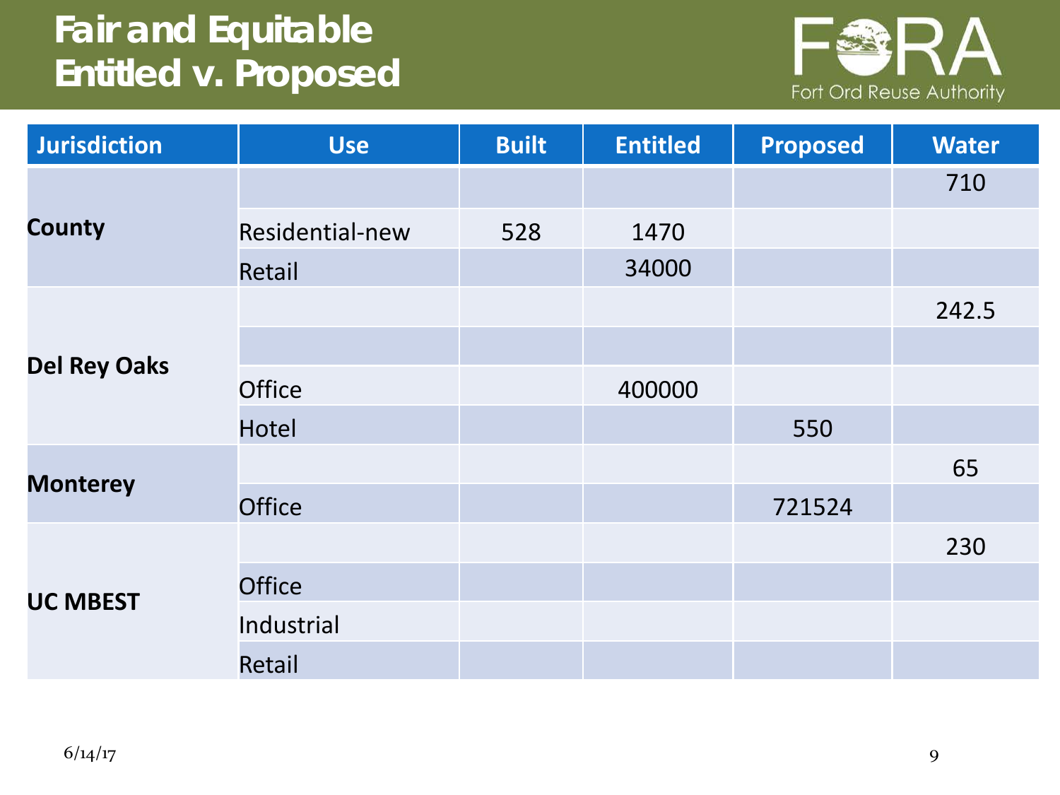# Fair and Equitable Entitled v. Proposed

| Jurisdiction | Use | Built | Entitled | Proposed | Water |
|---|---|---|---|---|---|
| County | | | | | 710 |
| | Residential-new | 528 | 1470 | | |
| | Retail | | 34000 | | |
| Del Rey Oaks | | | | | 242.5 |
| | | | | | |
| | Office | | 400000 | | |
| | Hotel | | | 550 | |
| Monterey | | | | | 65 |
| | Office | | | 721524 | |
| UC MBEST | | | | | 230 |
| | Office | | | | |
| | Industrial | | | | |
| | Retail | | | | |

6/14/17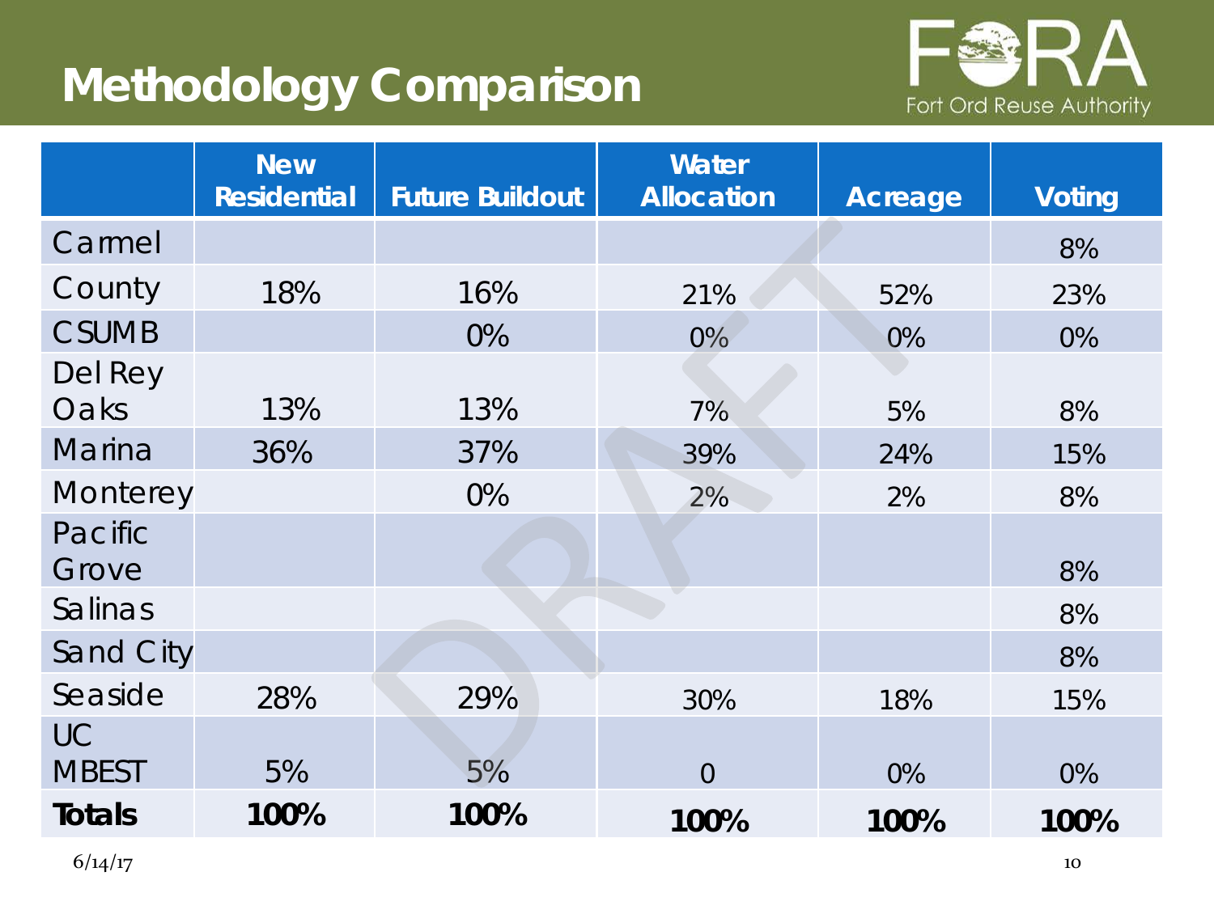# Methodology Comparison

|  | New Residential | Future Buildout | Water Allocation | Acreage | Voting |
|---|---|---|---|---|---|
| Carmel |  |  |  |  | 8% |
| County | 18% | 16% | 21% | 52% | 23% |
| CSUMB |  | 0% | 0% | 0% | 0% |
| Del Rey Oaks | 13% | 13% | 7% | 5% | 8% |
| Marina | 36% | 37% | 39% | 24% | 15% |
| Monterey |  | 0% | 2% | 2% | 8% |
| Pacific Grove |  |  |  |  | 8% |
| Salinas |  |  |  |  | 8% |
| Sand City |  |  |  |  | 8% |
| Seaside | 28% | 29% | 30% | 18% | 15% |
| UC MBEST | 5% | 5% | 0 | 0% | 0% |
| **Totals** | **100%** | **100%** | **100%** | **100%** | **100%** |

6/14/17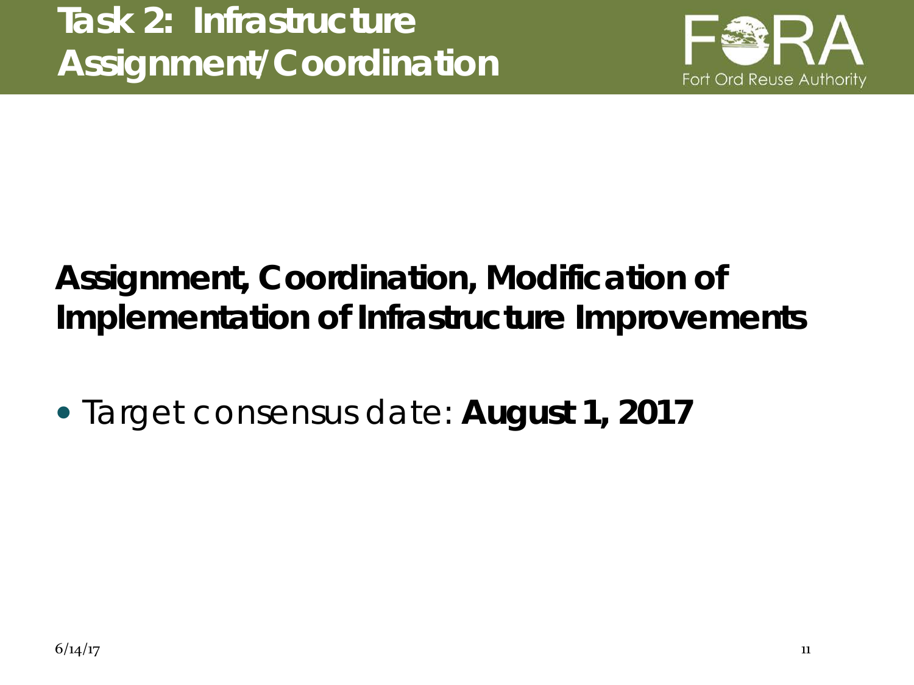# Task 2: Infrastructure Assignment/Coordination

Fort Ord Reuse Authority

**Assignment, Coordination, Modification of Implementation of Infrastructure Improvements**

- Target consensus date: **August 1, 2017**

6/14/17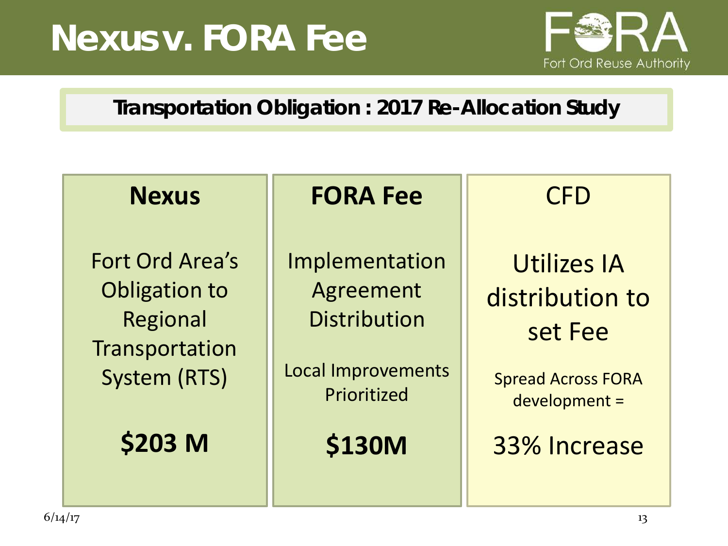# Nexus v. FORA Fee

Fort Ord Reuse Authority

**Transportation Obligation : 2017 Re-Allocation Study**

| **Nexus** | **FORA Fee** | CFD |
|---|---|---|
| Fort Ord Area's Obligation to Regional Transportation System (RTS) | Implementation Agreement Distribution<br><br>Local Improvements Prioritized | Utilizes IA distribution to set Fee<br><br>Spread Across FORA development = |
| **$203 M** | **$130M** | 33% Increase |

6/14/17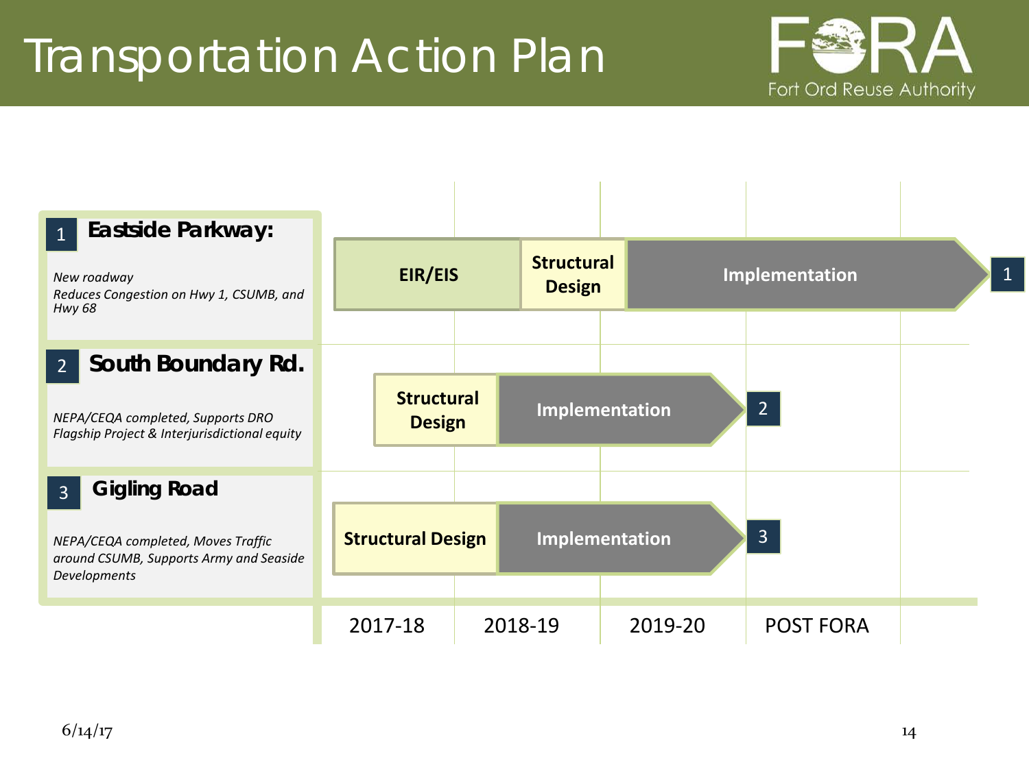# Transportation Action Plan

Fort Ord Reuse Authority

| Project | 2017-18 | 2018-19 | 2019-20 | POST FORA |
|---|---|---|---|---|
| **1 Eastside Parkway:** *New roadway. Reduces Congestion on Hwy 1, CSUMB, and Hwy 68* | EIR/EIS | Structural Design | Implementation | Implementation → 1 |
| **2 South Boundary Rd.** *NEPA/CEQA completed, Supports DRO Flagship Project & Interjurisdictional equity* | Structural Design | Implementation | Implementation | → 2 |
| **3 Gigling Road** *NEPA/CEQA completed, Moves Traffic around CSUMB, Supports Army and Seaside Developments* | Structural Design | Implementation | Implementation | → 3 |

6/14/17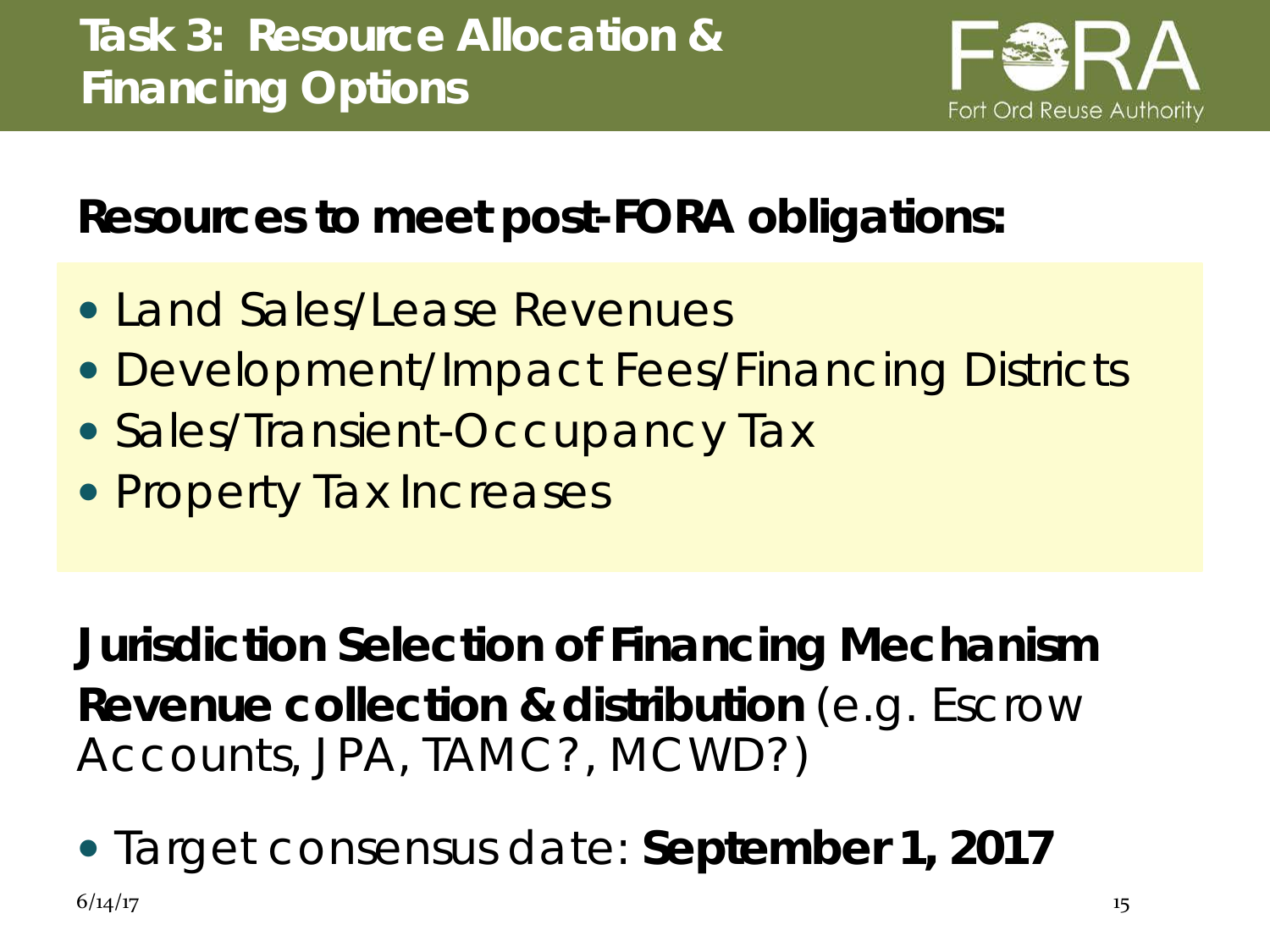# Task 3: Resource Allocation & Financing Options

Fort Ord Reuse Authority

## Resources to meet post-FORA obligations:

- Land Sales/Lease Revenues
- Development/Impact Fees/Financing Districts
- Sales/Transient-Occupancy Tax
- Property Tax Increases

**Jurisdiction Selection of Financing Mechanism**

**Revenue collection & distribution** (e.g. Escrow Accounts, JPA, TAMC?, MCWD?)

- Target consensus date: **September 1, 2017**

6/14/17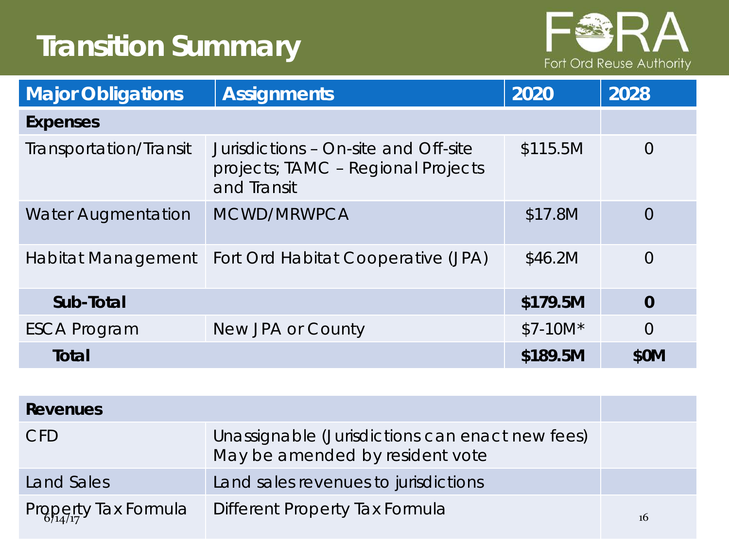# Transition Summary

| Major Obligations | Assignments | 2020 | 2028 |
|---|---|---|---|
| **Expenses** | | | |
| Transportation/Transit | Jurisdictions – On-site and Off-site projects; TAMC – Regional Projects and Transit | $115.5M | 0 |
| Water Augmentation | MCWD/MRWPCA | $17.8M | 0 |
| Habitat Management | Fort Ord Habitat Cooperative (JPA) | $46.2M | 0 |
| **Sub-Total** | | **$179.5M** | **0** |
| ESCA Program | New JPA or County | $7-10M* | 0 |
| **Total** | | **$189.5M** | **$0M** |

| **Revenues** | | |
|---|---|---|
| CFD | Unassignable (Jurisdictions can enact new fees) May be amended by resident vote | |
| Land Sales | Land sales revenues to jurisdictions | |
| Property Tax Formula | Different Property Tax Formula | |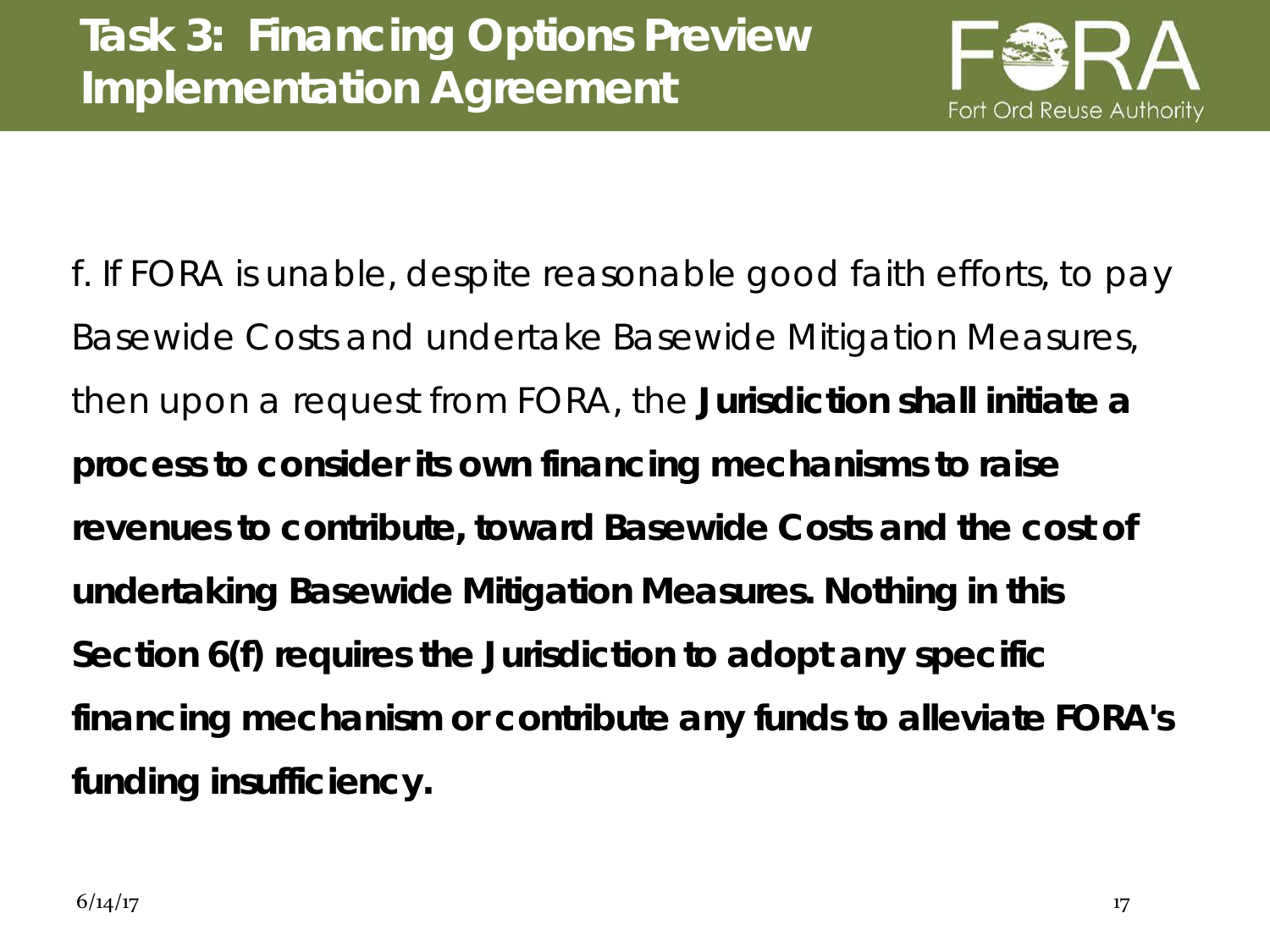# Task 3: Financing Options Preview Implementation Agreement

f. If FORA is unable, despite reasonable good faith efforts, to pay Basewide Costs and undertake Basewide Mitigation Measures, then upon a request from FORA, the **Jurisdiction shall initiate a process to consider its own financing mechanisms to raise revenues to contribute, toward Basewide Costs and the cost of undertaking Basewide Mitigation Measures. Nothing in this Section 6(f) requires the Jurisdiction to adopt any specific financing mechanism or contribute any funds to alleviate FORA's funding insufficiency.**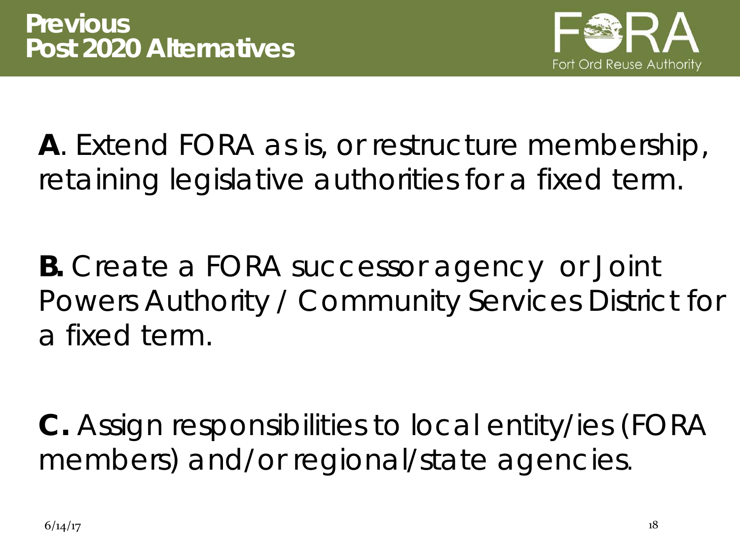# Previous Post 2020 Alternatives

**A**. Extend FORA as is, or restructure membership, retaining legislative authorities for a fixed term.

**B.** Create a FORA successor agency or Joint Powers Authority / Community Services District for a fixed term.

**C.** Assign responsibilities to local entity/ies (FORA members) and/or regional/state agencies.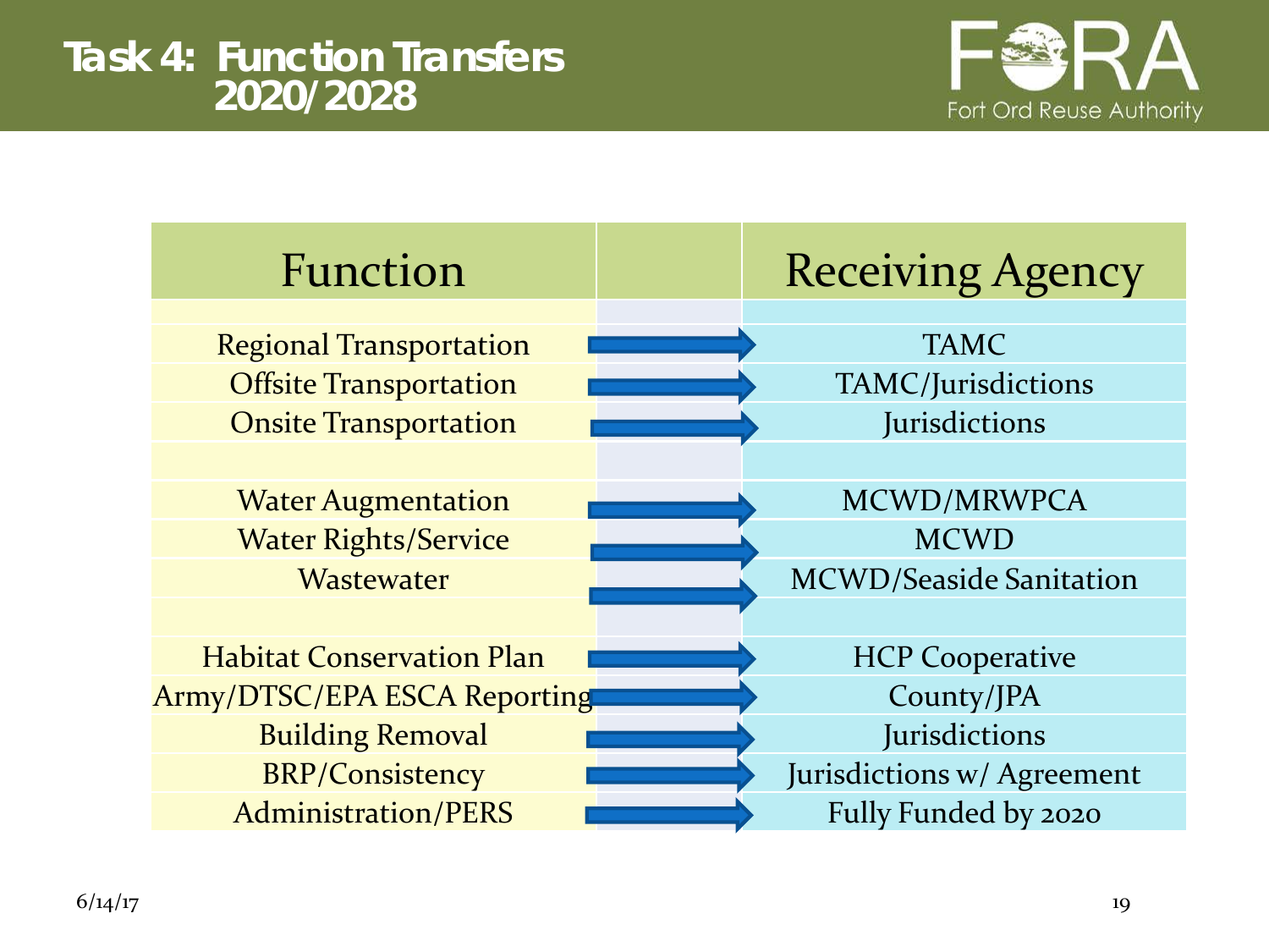# Task 4: Function Transfers 2020/2028

| Function | | Receiving Agency |
|---|---|---|
| Regional Transportation | → | TAMC |
| Offsite Transportation | → | TAMC/Jurisdictions |
| Onsite Transportation | → | Jurisdictions |
| | | |
| Water Augmentation | → | MCWD/MRWPCA |
| Water Rights/Service | → | MCWD |
| Wastewater | → | MCWD/Seaside Sanitation |
| | | |
| Habitat Conservation Plan | → | HCP Cooperative |
| Army/DTSC/EPA ESCA Reporting | → | County/JPA |
| Building Removal | → | Jurisdictions |
| BRP/Consistency | → | Jurisdictions w/ Agreement |
| Administration/PERS | → | Fully Funded by 2020 |

6/14/17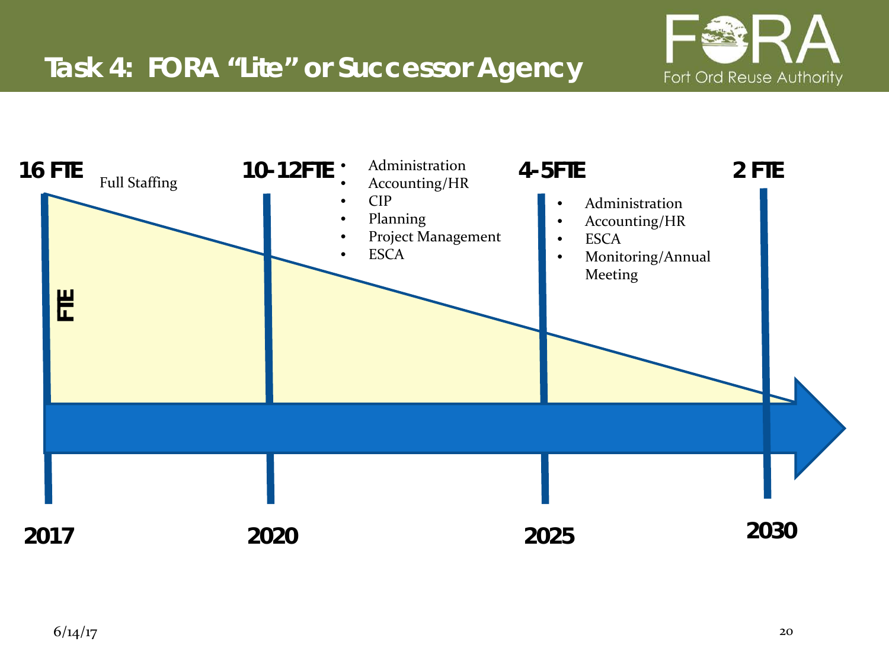# Task 4: FORA "Lite" or Successor Agency

FORA
Fort Ord Reuse Authority

**16 FTE** Full Staffing

**10-12FTE**

- Administration
- Accounting/HR
- CIP
- Planning
- Project Management
- ESCA

**4-5FTE**

- Administration
- Accounting/HR
- ESCA
- Monitoring/Annual Meeting

**2 FTE**

**FTE**

**2017** **2020** **2025** **2030**

6/14/17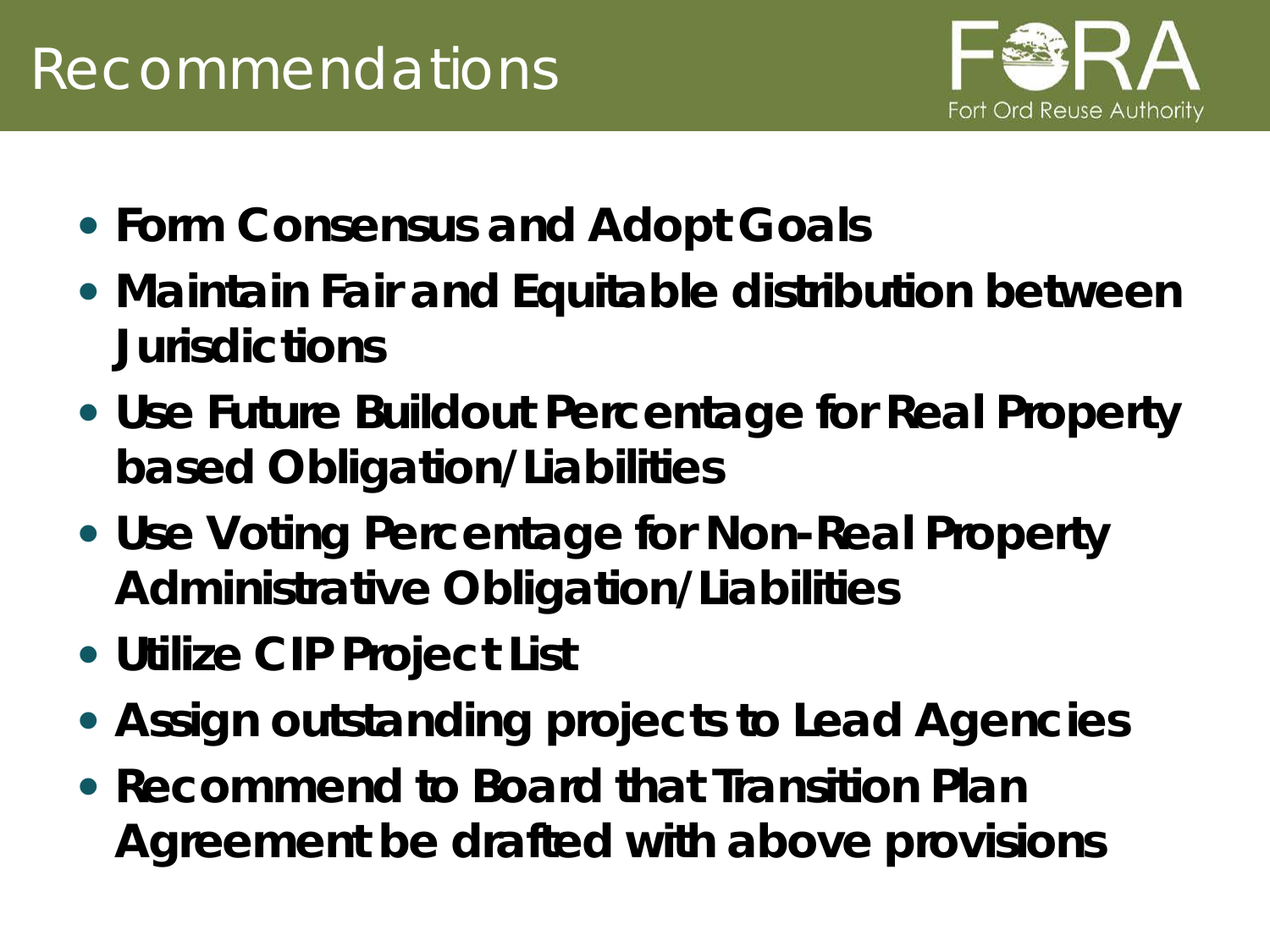# Recommendations

- **Form Consensus and Adopt Goals**
- **Maintain Fair and Equitable distribution between Jurisdictions**
- **Use Future Buildout Percentage for Real Property based Obligation/Liabilities**
- **Use Voting Percentage for Non-Real Property Administrative Obligation/Liabilities**
- **Utilize CIP Project List**
- **Assign outstanding projects to Lead Agencies**
- **Recommend to Board that Transition Plan Agreement be drafted with above provisions**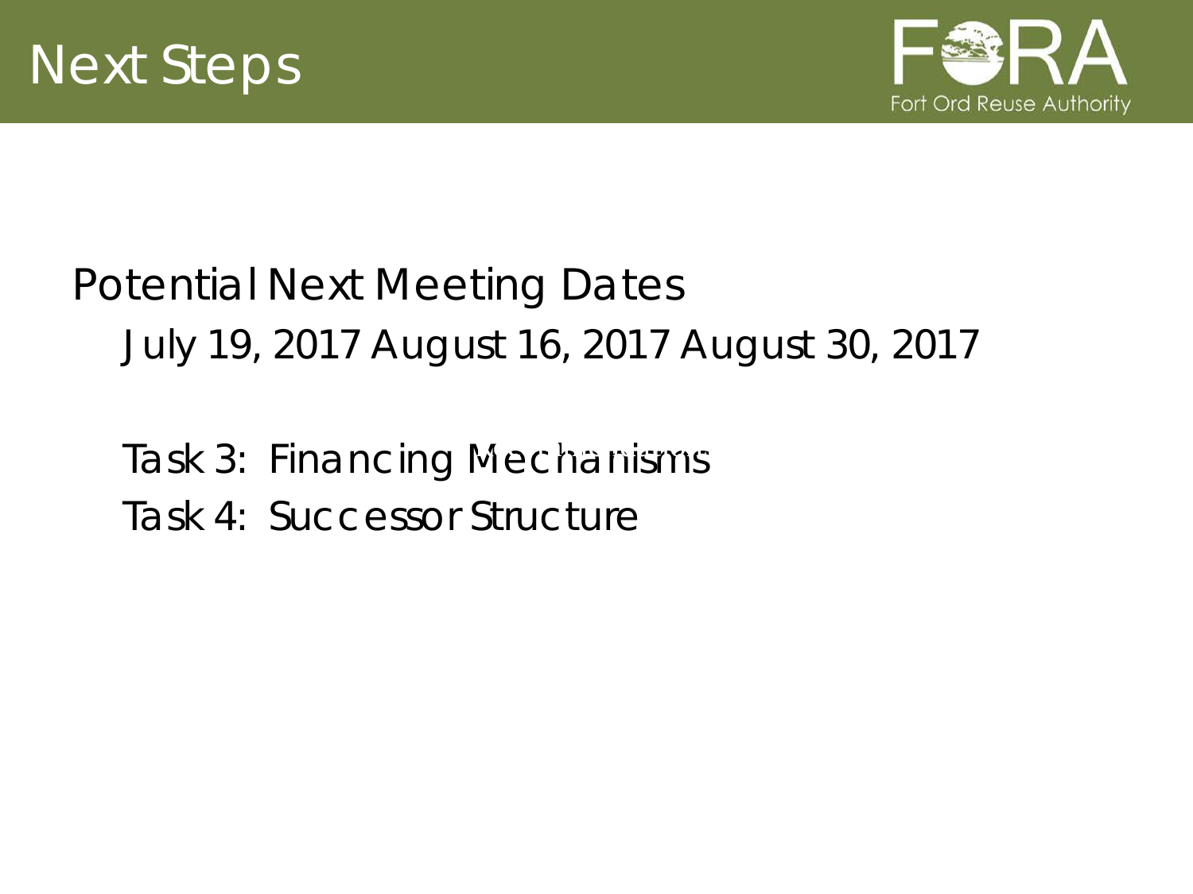# Next Steps

FORA
Fort Ord Reuse Authority

Potential Next Meeting Dates

July 19, 2017 August 16, 2017 August 30, 2017

Task 3: Financing Mechanisms

Task 4: Successor Structure